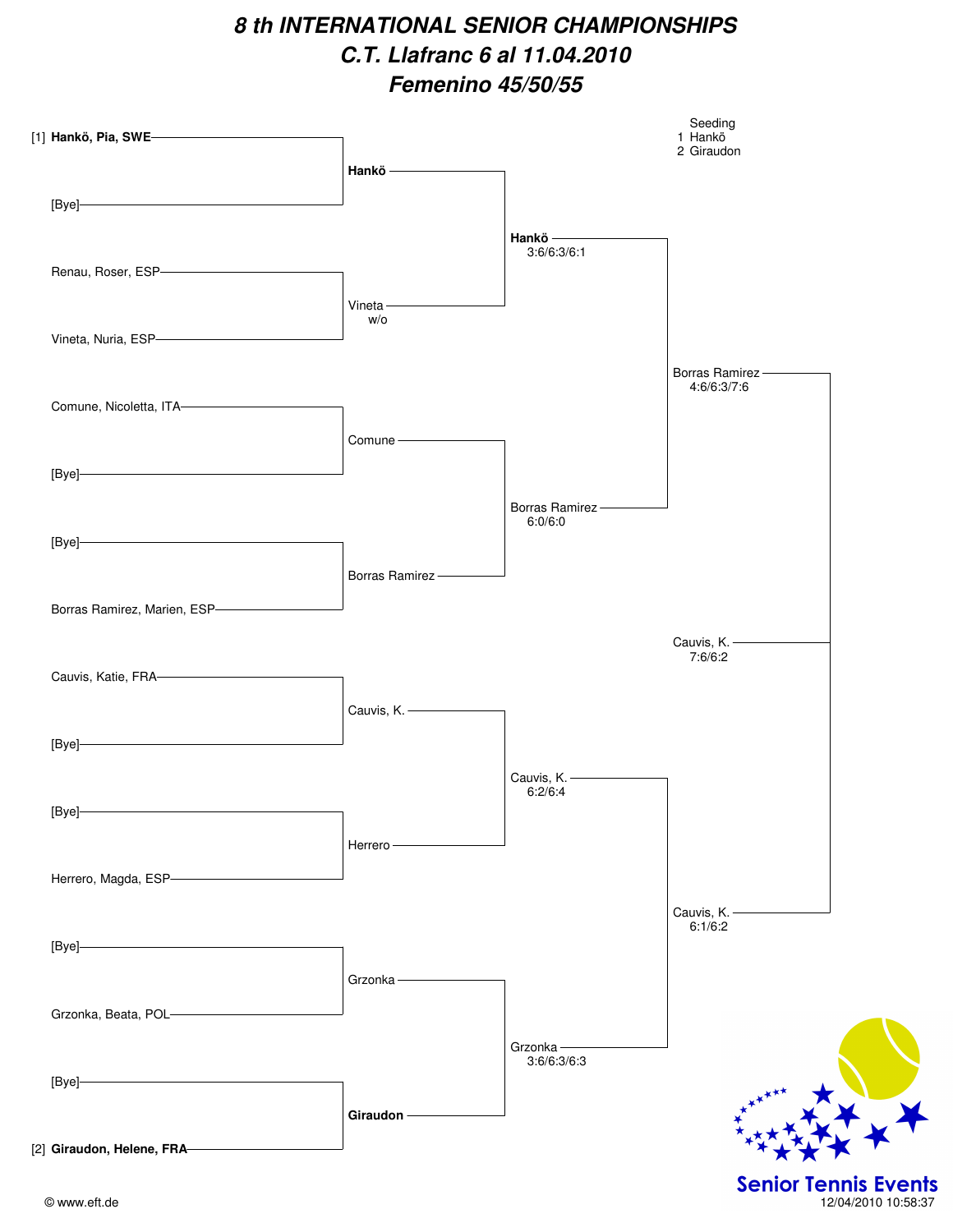# *8 th INTERNATIONAL SENIOR CHAMPIONSHIPS*

## *C.T. Llafranc 6 al 11.04.2010*

## *Femenino 45/50/55*

Seeding
1 Hankö
2 Giraudon

| First Round | Second Round | Quarterfinals | Semifinals | Final |
| --- | --- | --- | --- | --- |
| [1] **Hankö, Pia, SWE** | **Hankö** | **Hankö** 3:6/6:3/6:1 | Borras Ramirez 4:6/6:3/7:6 | Cauvis, K. 7:6/6:2 |
| [Bye] | | | | |
| Renau, Roser, ESP | Vineta w/o | | | |
| Vineta, Nuria, ESP | | | | |
| Comune, Nicoletta, ITA | Comune | Borras Ramirez 6:0/6:0 | | |
| [Bye] | | | | |
| [Bye] | Borras Ramirez | | | |
| Borras Ramirez, Marien, ESP | | | | |
| Cauvis, Katie, FRA | Cauvis, K. | Cauvis, K. 6:2/6:4 | Cauvis, K. 6:1/6:2 | |
| [Bye] | | | | |
| [Bye] | Herrero | | | |
| Herrero, Magda, ESP | | | | |
| [Bye] | Grzonka | Grzonka 3:6/6:3/6:3 | | |
| Grzonka, Beata, POL | | | | |
| [Bye] | **Giraudon** | | | |
| [2] **Giraudon, Helene, FRA** | | | | |

© www.eft.de

Senior Tennis Events
12/04/2010 10:58:37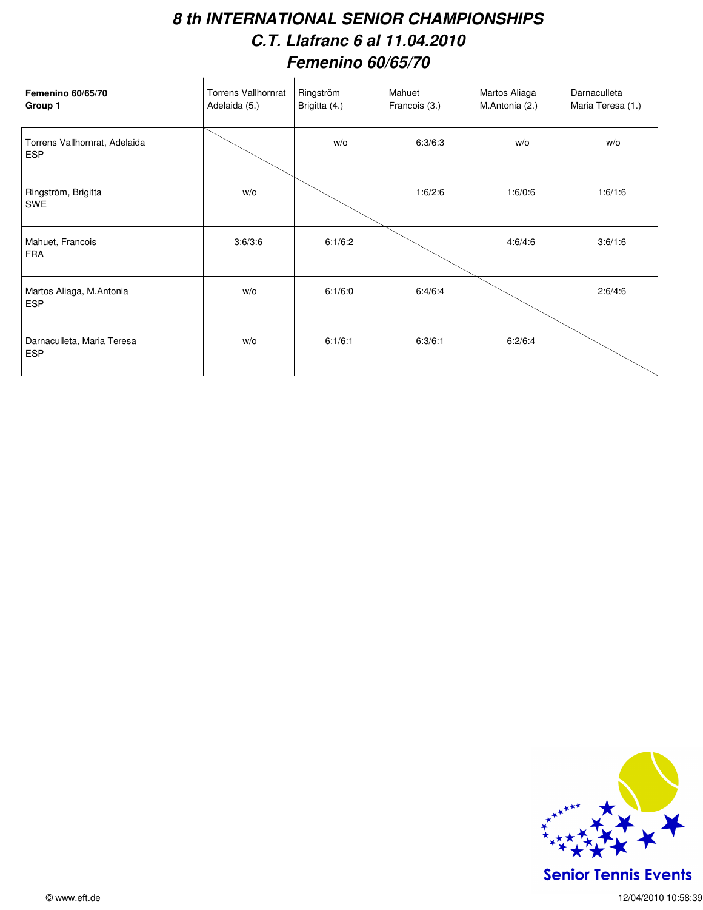# *8 th INTERNATIONAL SENIOR CHAMPIONSHIPS*
## *C.T. Llafranc 6 al 11.04.2010*
## *Femenino 60/65/70*

| **Femenino 60/65/70**<br>**Group 1** | Torrens Vallhornrat<br>Adelaida (5.) | Ringström<br>Brigitta (4.) | Mahuet<br>Francois (3.) | Martos Aliaga<br>M.Antonia (2.) | Darnaculleta<br>Maria Teresa (1.) |
|---|---|---|---|---|---|
| Torrens Vallhornrat, Adelaida<br>ESP | | w/o | 6:3/6:3 | w/o | w/o |
| Ringström, Brigitta<br>SWE | w/o | | 1:6/2:6 | 1:6/0:6 | 1:6/1:6 |
| Mahuet, Francois<br>FRA | 3:6/3:6 | 6:1/6:2 | | 4:6/4:6 | 3:6/1:6 |
| Martos Aliaga, M.Antonia<br>ESP | w/o | 6:1/6:0 | 6:4/6:4 | | 2:6/4:6 |
| Darnaculleta, Maria Teresa<br>ESP | w/o | 6:1/6:1 | 6:3/6:1 | 6:2/6:4 | |

Senior Tennis Events

© www.eft.de

12/04/2010 10:58:39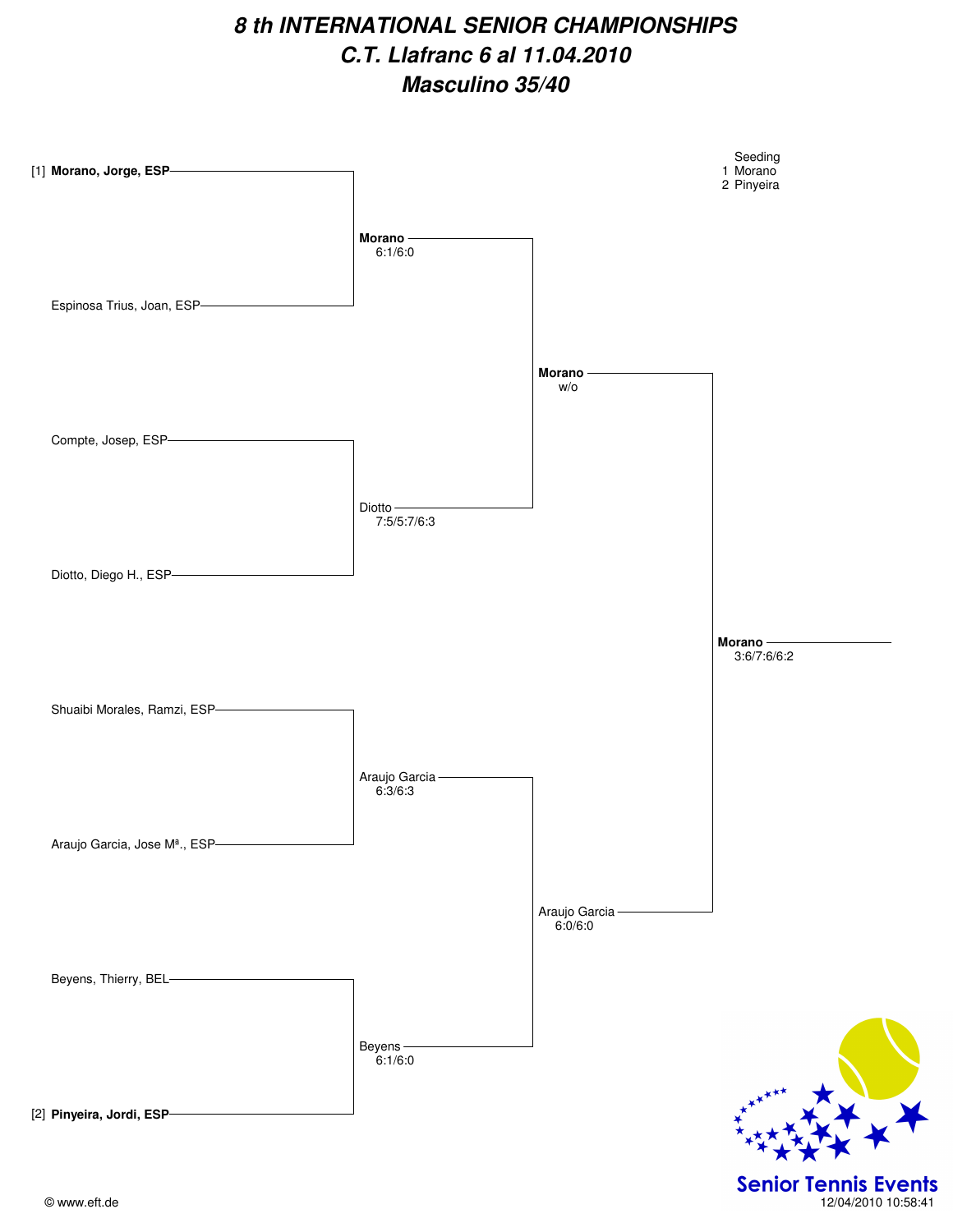# 8 th INTERNATIONAL SENIOR CHAMPIONSHIPS

## C.T. Llafranc 6 al 11.04.2010

## Masculino 35/40

| Round 1 | Quarterfinals | Semifinals | Final |
|---|---|---|---|
| [1] **Morano, Jorge, ESP** | **Morano** 6:1/6:0 | **Morano** w/o | **Morano** 3:6/7:6/6:2 |
| Espinosa Trius, Joan, ESP | | | |
| Compte, Josep, ESP | Diotto 7:5/5:7/6:3 | | |
| Diotto, Diego H., ESP | | | |
| Shuaibi Morales, Ramzi, ESP | Araujo Garcia 6:3/6:3 | Araujo Garcia 6:0/6:0 | |
| Araujo Garcia, Jose Mª., ESP | | | |
| Beyens, Thierry, BEL | Beyens 6:1/6:0 | | |
| [2] **Pinyeira, Jordi, ESP** | | | |

Seeding
1 Morano
2 Pinyeira

Senior Tennis Events

© www.eft.de

12/04/2010 10:58:41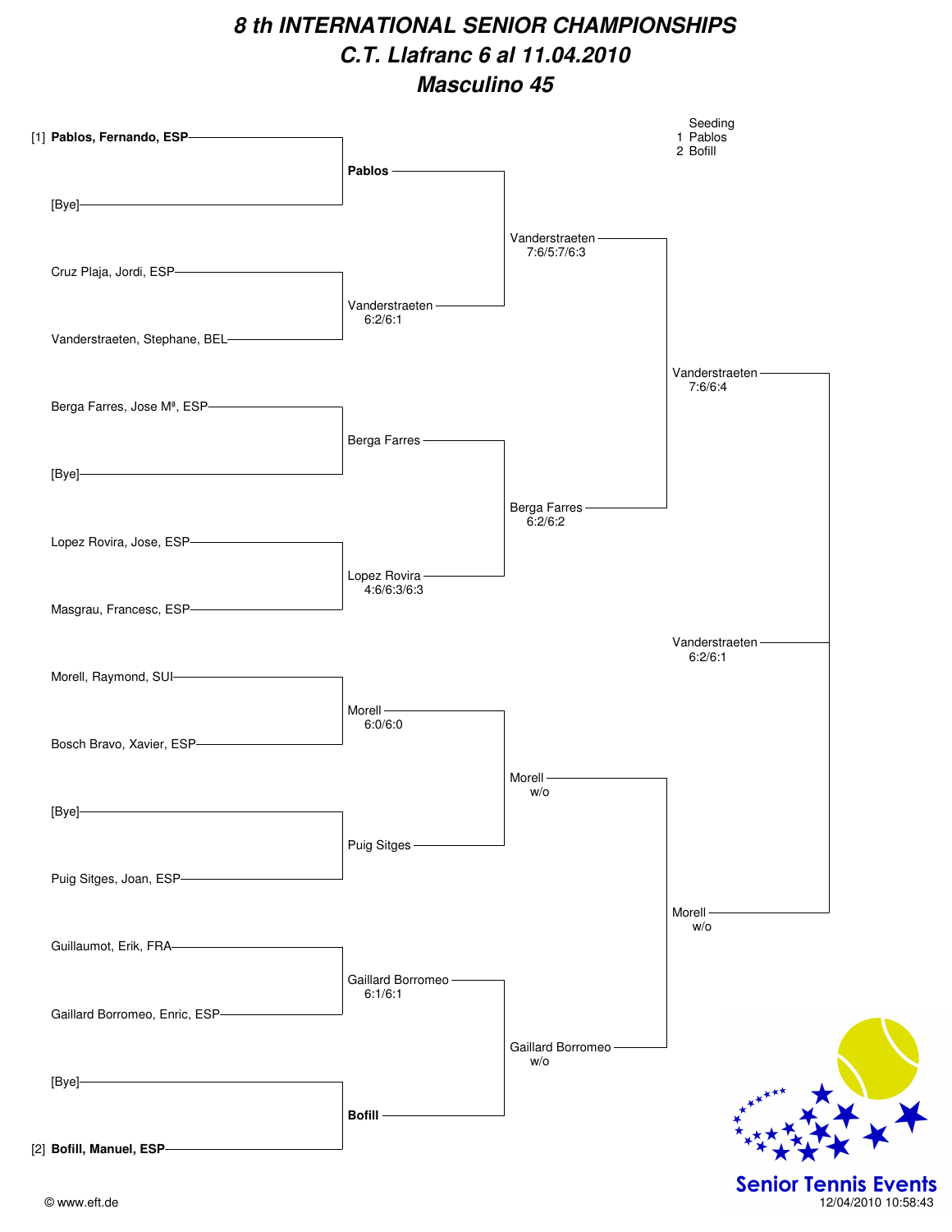# 8 th INTERNATIONAL SENIOR CHAMPIONSHIPS

# C.T. Llafranc 6 al 11.04.2010

# Masculino 45

Seeding
1 Pablos
2 Bofill

| First Round | Second Round | Quarterfinals | Semifinals | Final |
|---|---|---|---|---|
| [1] **Pablos, Fernando, ESP** | **Pablos** | Vanderstraeten 7:6/5:7/6:3 | Vanderstraeten 7:6/6:4 | Vanderstraeten 6:2/6:1 |
| [Bye] | | | | |
| Cruz Plaja, Jordi, ESP | Vanderstraeten 6:2/6:1 | | | |
| Vanderstraeten, Stephane, BEL | | | | |
| Berga Farres, Jose Mª, ESP | Berga Farres | Berga Farres 6:2/6:2 | | |
| [Bye] | | | | |
| Lopez Rovira, Jose, ESP | Lopez Rovira 4:6/6:3/6:3 | | | |
| Masgrau, Francesc, ESP | | | | |
| Morell, Raymond, SUI | Morell 6:0/6:0 | Morell w/o | Morell w/o | |
| Bosch Bravo, Xavier, ESP | | | | |
| [Bye] | Puig Sitges | | | |
| Puig Sitges, Joan, ESP | | | | |
| Guillaumot, Erik, FRA | Gaillard Borromeo 6:1/6:1 | Gaillard Borromeo w/o | | |
| Gaillard Borromeo, Enric, ESP | | | | |
| [Bye] | **Bofill** | | | |
| [2] **Bofill, Manuel, ESP** | | | | |

© www.eft.de

Senior Tennis Events

12/04/2010 10:58:43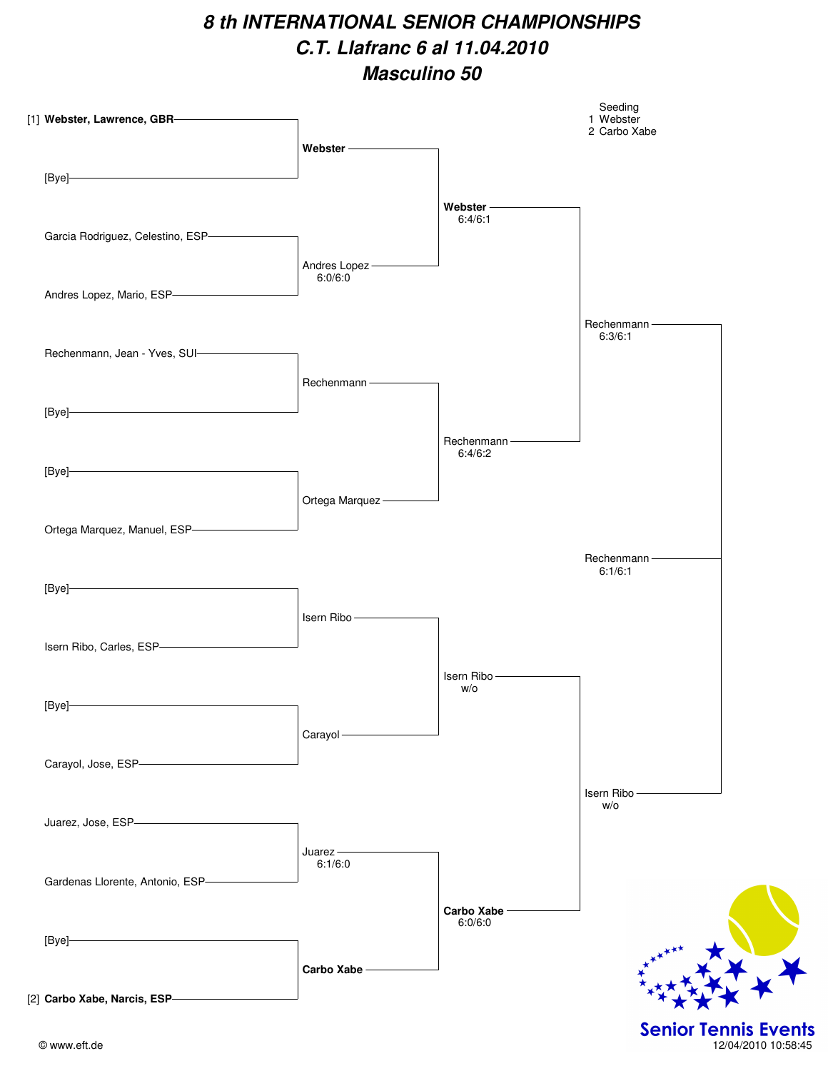# 8 th INTERNATIONAL SENIOR CHAMPIONSHIPS

## C.T. Llafranc 6 al 11.04.2010

## Masculino 50

Seeding
1 Webster
2 Carbo Xabe

| Round 1 | Round 2 | Quarterfinals | Semifinals | Final |
|---|---|---|---|---|
| [1] **Webster, Lawrence, GBR** | **Webster** | **Webster** 6:4/6:1 | Rechenmann 6:3/6:1 | Rechenmann 6:1/6:1 |
| [Bye] | | | | |
| Garcia Rodriguez, Celestino, ESP | Andres Lopez 6:0/6:0 | | | |
| Andres Lopez, Mario, ESP | | | | |
| Rechenmann, Jean - Yves, SUI | Rechenmann | Rechenmann 6:4/6:2 | | |
| [Bye] | | | | |
| [Bye] | Ortega Marquez | | | |
| Ortega Marquez, Manuel, ESP | | | | |
| [Bye] | Isern Ribo | Isern Ribo w/o | Isern Ribo w/o | |
| Isern Ribo, Carles, ESP | | | | |
| [Bye] | Carayol | | | |
| Carayol, Jose, ESP | | | | |
| Juarez, Jose, ESP | Juarez 6:1/6:0 | **Carbo Xabe** 6:0/6:0 | | |
| Gardenas Llorente, Antonio, ESP | | | | |
| [Bye] | **Carbo Xabe** | | | |
| [2] **Carbo Xabe, Narcis, ESP** | | | | |

© www.eft.de

Senior Tennis Events

12/04/2010 10:58:45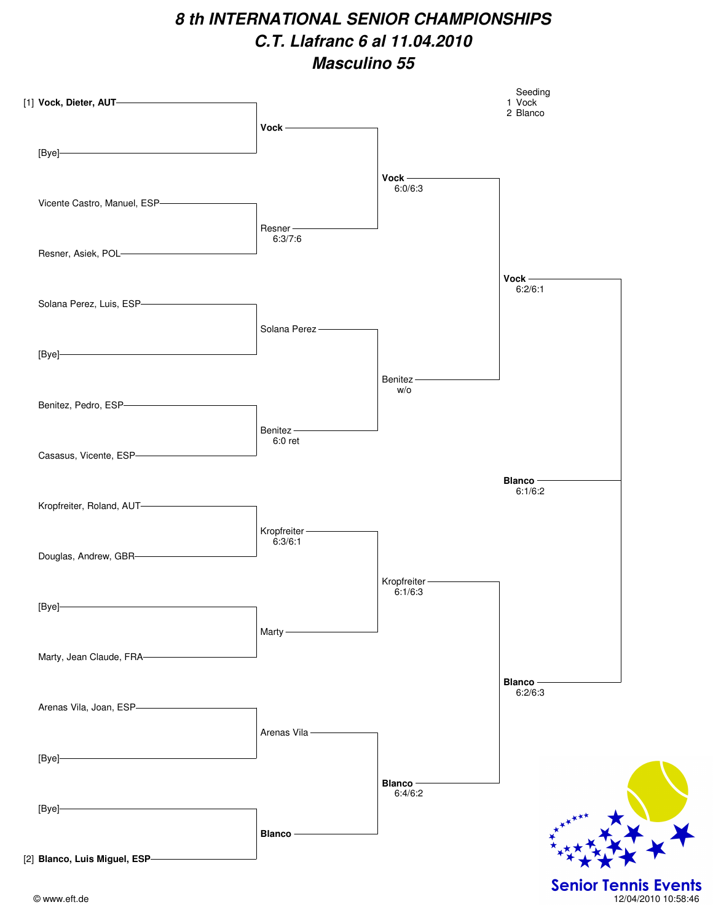# 8 th INTERNATIONAL SENIOR CHAMPIONSHIPS

## C.T. Llafranc 6 al 11.04.2010

## Masculino 55

Seeding
1 Vock
2 Blanco

| First Round | Second Round | Quarterfinals | Semifinals | Final |
|---|---|---|---|---|
| [1] **Vock, Dieter, AUT** | **Vock** | **Vock** 6:0/6:3 | **Vock** 6:2/6:1 | **Blanco** 6:1/6:2 |
| [Bye] | | | | |
| Vicente Castro, Manuel, ESP | Resner 6:3/7:6 | | | |
| Resner, Asiek, POL | | | | |
| Solana Perez, Luis, ESP | Solana Perez | Benitez w/o | | |
| [Bye] | | | | |
| Benitez, Pedro, ESP | Benitez 6:0 ret | | | |
| Casasus, Vicente, ESP | | | | |
| Kropfreiter, Roland, AUT | Kropfreiter 6:3/6:1 | Kropfreiter 6:1/6:3 | **Blanco** 6:2/6:3 | |
| Douglas, Andrew, GBR | | | | |
| [Bye] | Marty | | | |
| Marty, Jean Claude, FRA | | | | |
| Arenas Vila, Joan, ESP | Arenas Vila | **Blanco** 6:4/6:2 | | |
| [Bye] | | | | |
| [Bye] | **Blanco** | | | |
| [2] **Blanco, Luis Miguel, ESP** | | | | |

© www.eft.de

Senior Tennis Events
12/04/2010 10:58:46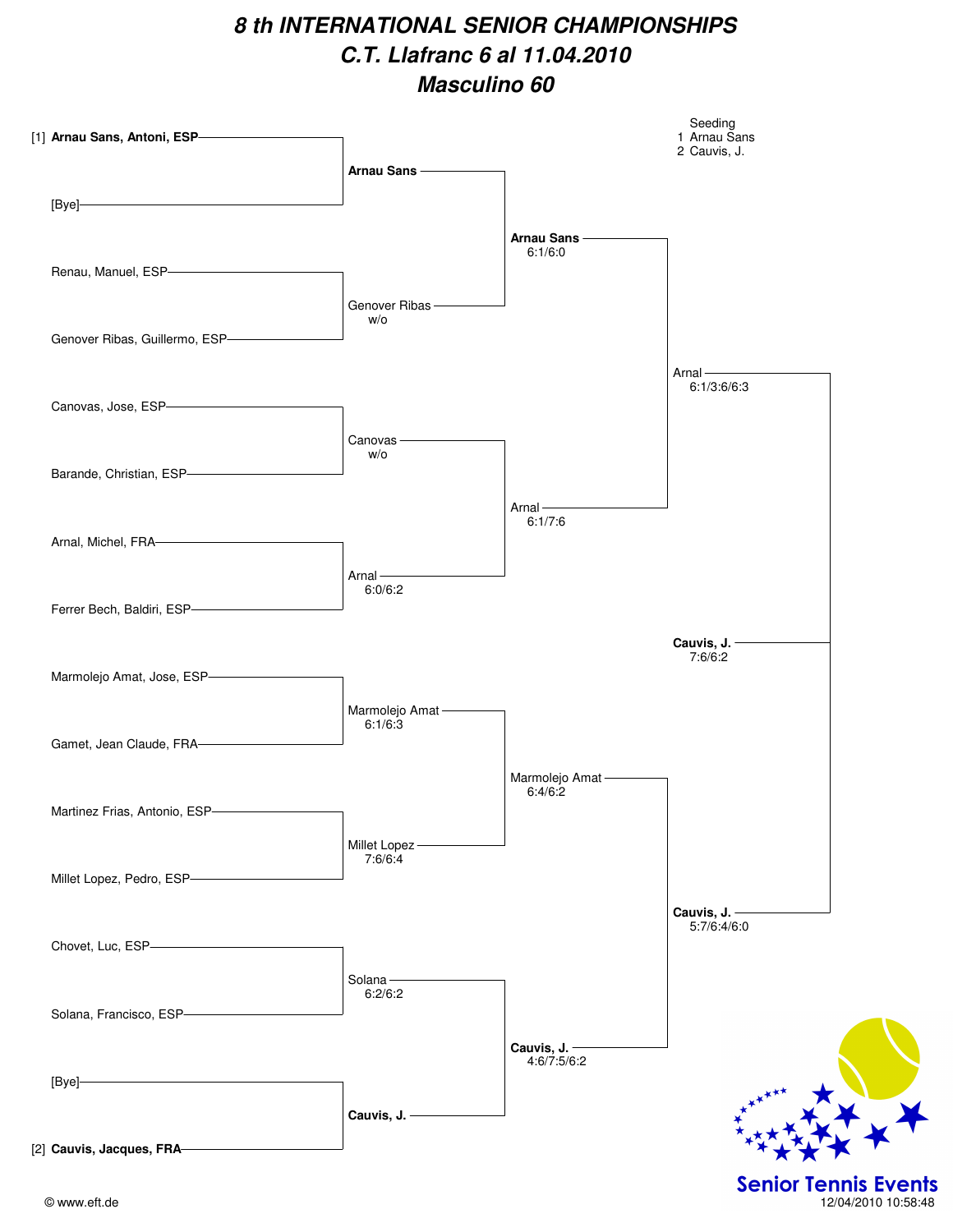# *8 th INTERNATIONAL SENIOR CHAMPIONSHIPS*
## *C.T. Llafranc 6 al 11.04.2010*
## *Masculino 60*

Seeding
1 Arnau Sans
2 Cauvis, J.

| First Round | Second Round | Quarterfinals | Semifinals | Final |
|---|---|---|---|---|
| [1] **Arnau Sans, Antoni, ESP** | | | | |
| [Bye] | **Arnau Sans** | | | |
| Renau, Manuel, ESP | | **Arnau Sans** 6:1/6:0 | | |
| Genover Ribas, Guillermo, ESP | Genover Ribas w/o | | | |
| Canovas, Jose, ESP | | | Arnal 6:1/3:6/6:3 | |
| Barande, Christian, ESP | Canovas w/o | | | |
| Arnal, Michel, FRA | | Arnal 6:1/7:6 | | |
| Ferrer Bech, Baldiri, ESP | Arnal 6:0/6:2 | | | |
| Marmolejo Amat, Jose, ESP | | | | **Cauvis, J.** 7:6/6:2 |
| Gamet, Jean Claude, FRA | Marmolejo Amat 6:1/6:3 | | | |
| Martinez Frias, Antonio, ESP | | Marmolejo Amat 6:4/6:2 | | |
| Millet Lopez, Pedro, ESP | Millet Lopez 7:6/6:4 | | | |
| Chovet, Luc, ESP | | | **Cauvis, J.** 5:7/6:4/6:0 | |
| Solana, Francisco, ESP | Solana 6:2/6:2 | | | |
| [Bye] | | **Cauvis, J.** 4:6/7:5/6:2 | | |
| [2] **Cauvis, Jacques, FRA** | **Cauvis, J.** | | | |

© www.eft.de

Senior Tennis Events
12/04/2010 10:58:48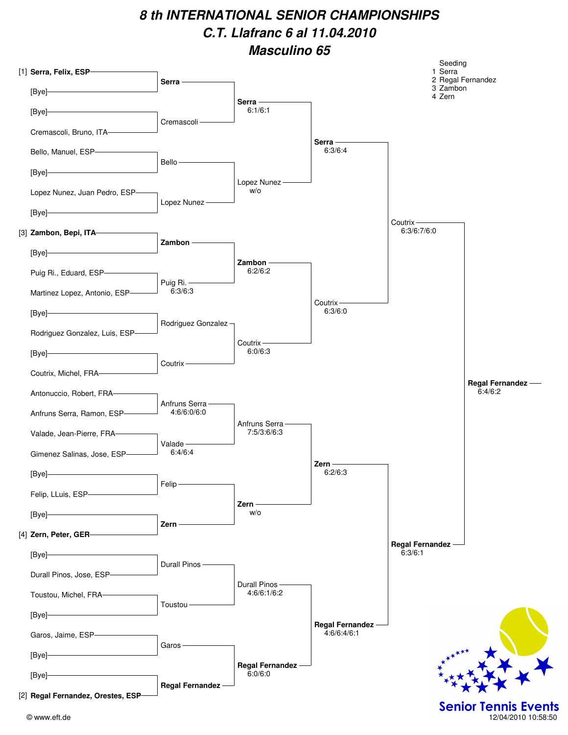# 8 th INTERNATIONAL SENIOR CHAMPIONSHIPS

# C.T. Llafranc 6 al 11.04.2010

# Masculino 65

**Seeding**

1. Serra
2. Regal Fernandez
3. Zambon
4. Zern

## First Round

| Player 1 | Player 2 | Winner | Score |
|---|---|---|---|
| [1] **Serra, Felix, ESP** | [Bye] | **Serra** | |
| [Bye] | Cremascoli, Bruno, ITA | Cremascoli | |
| Bello, Manuel, ESP | [Bye] | Bello | |
| Lopez Nunez, Juan Pedro, ESP | [Bye] | Lopez Nunez | |
| [3] **Zambon, Bepi, ITA** | [Bye] | **Zambon** | |
| Puig Ri., Eduard, ESP | Martinez Lopez, Antonio, ESP | Puig Ri. | 6:3/6:3 |
| [Bye] | Rodriguez Gonzalez, Luis, ESP | Rodriguez Gonzalez | |
| [Bye] | Coutrix, Michel, FRA | Coutrix | |
| Antonuccio, Robert, FRA | Anfruns Serra, Ramon, ESP | Anfruns Serra | 4:6/6:0/6:0 |
| Valade, Jean-Pierre, FRA | Gimenez Salinas, Jose, ESP | Valade | 6:4/6:4 |
| [Bye] | Felip, LLuis, ESP | Felip | |
| [Bye] | [4] **Zern, Peter, GER** | **Zern** | |
| [Bye] | Durall Pinos, Jose, ESP | Durall Pinos | |
| Toustou, Michel, FRA | [Bye] | Toustou | |
| Garos, Jaime, ESP | [Bye] | Garos | |
| [Bye] | [2] **Regal Fernandez, Orestes, ESP** | **Regal Fernandez** | |

## Second Round

| Match | Winner | Score |
|---|---|---|
| Serra – Cremascoli | **Serra** | 6:1/6:1 |
| Bello – Lopez Nunez | Lopez Nunez | w/o |
| Zambon – Puig Ri. | **Zambon** | 6:2/6:2 |
| Rodriguez Gonzalez – Coutrix | Coutrix | 6:0/6:3 |
| Anfruns Serra – Valade | Anfruns Serra | 7:5/3:6/6:3 |
| Felip – Zern | **Zern** | w/o |
| Durall Pinos – Toustou | Durall Pinos | 4:6/6:1/6:2 |
| Garos – Regal Fernandez | **Regal Fernandez** | 6:0/6:0 |

## Quarterfinals

| Match | Winner | Score |
|---|---|---|
| Serra – Lopez Nunez | **Serra** | 6:3/6:4 |
| Zambon – Coutrix | Coutrix | 6:3/6:0 |
| Anfruns Serra – Zern | **Zern** | 6:2/6:3 |
| Durall Pinos – Regal Fernandez | **Regal Fernandez** | 4:6/6:4/6:1 |

## Semifinals

| Match | Winner | Score |
|---|---|---|
| Serra – Coutrix | Coutrix | 6:3/6:7/6:0 |
| Zern – Regal Fernandez | **Regal Fernandez** | 6:3/6:1 |

## Final

| Match | Winner | Score |
|---|---|---|
| Coutrix – Regal Fernandez | **Regal Fernandez** | 6:4/6:2 |

© www.eft.de

Senior Tennis Events

12/04/2010 10:58:50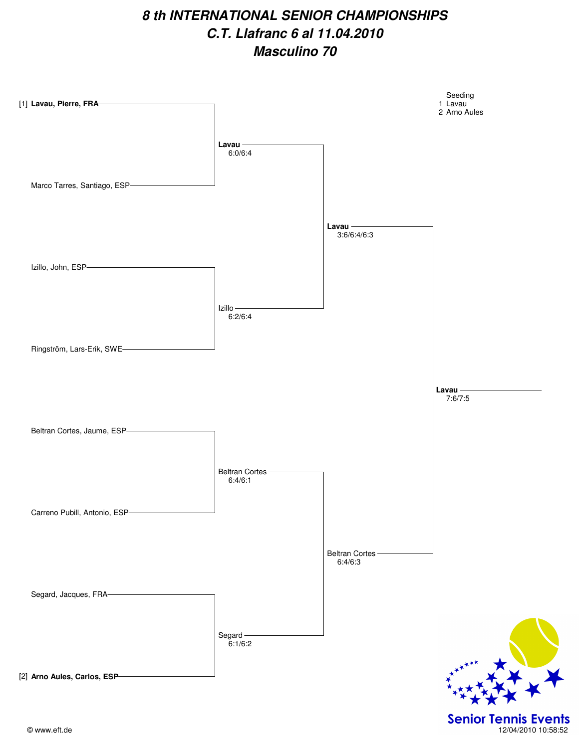# *8 th INTERNATIONAL SENIOR CHAMPIONSHIPS*

## *C.T. Llafranc 6 al 11.04.2010*

## *Masculino 70*

| First Round | Semifinals | Final | Winner |
|---|---|---|---|
| [1] **Lavau, Pierre, FRA** | **Lavau** 6:0/6:4 | **Lavau** 3:6/6:4/6:3 | **Lavau** 7:6/7:5 |
| Marco Tarres, Santiago, ESP | | | |
| Izillo, John, ESP | Izillo 6:2/6:4 | | |
| Ringström, Lars-Erik, SWE | | | |
| Beltran Cortes, Jaume, ESP | Beltran Cortes 6:4/6:1 | Beltran Cortes 6:4/6:3 | |
| Carreno Pubill, Antonio, ESP | | | |
| Segard, Jacques, FRA | Segard 6:1/6:2 | | |
| [2] **Arno Aules, Carlos, ESP** | | | |

Seeding
1 Lavau
2 Arno Aules

© www.eft.de

Senior Tennis Events
12/04/2010 10:58:52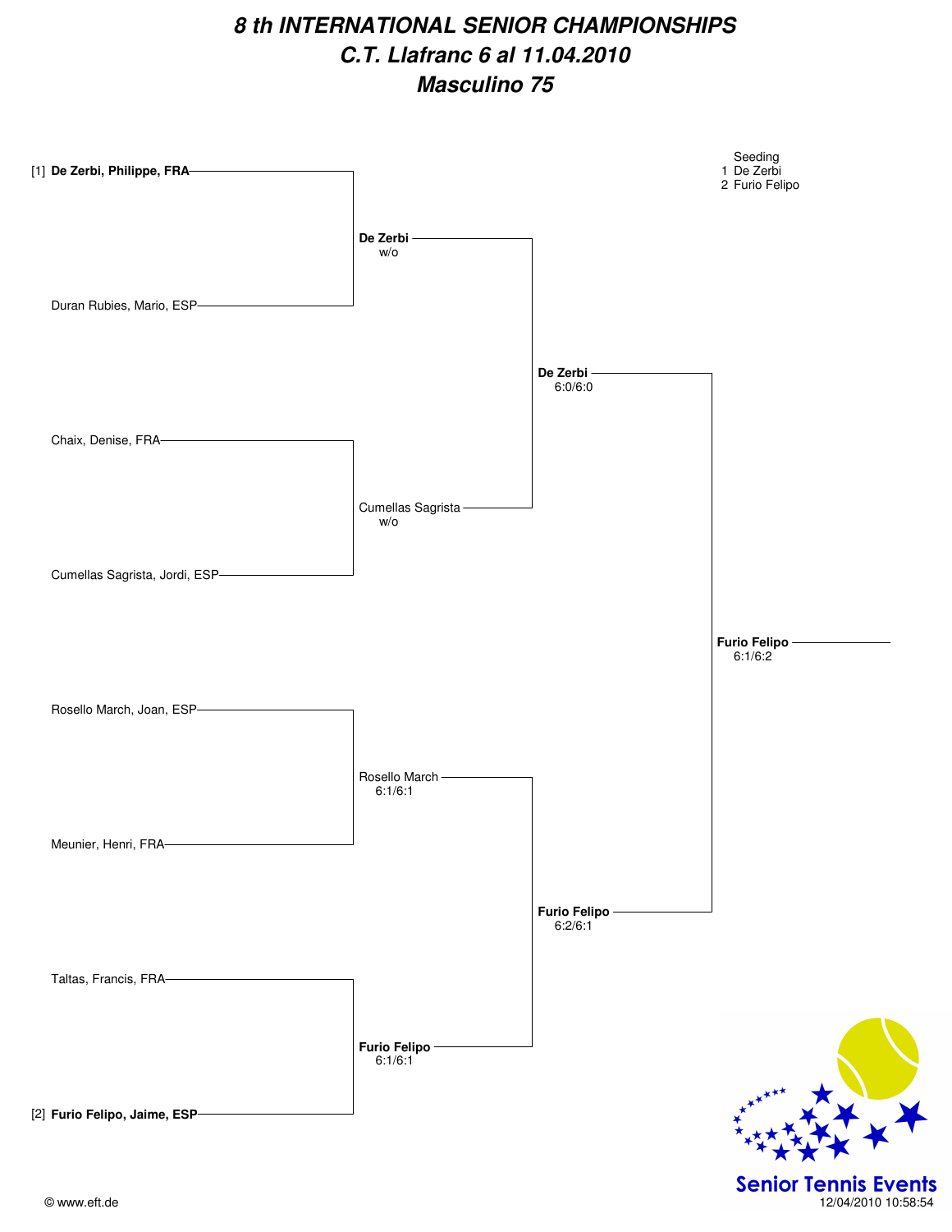# 8 th INTERNATIONAL SENIOR CHAMPIONSHIPS
## C.T. Llafranc 6 al 11.04.2010
## Masculino 75

Seeding
1 De Zerbi
2 Furio Felipo

| Round 1 | Quarterfinal | Semifinal | Final |
|---|---|---|---|
| [1] **De Zerbi, Philippe, FRA** | | | |
| | **De Zerbi** w/o | | |
| Duran Rubies, Mario, ESP | | | |
| | | **De Zerbi** 6:0/6:0 | |
| Chaix, Denise, FRA | | | |
| | Cumellas Sagrista w/o | | |
| Cumellas Sagrista, Jordi, ESP | | | |
| | | | **Furio Felipo** 6:1/6:2 |
| Rosello March, Joan, ESP | | | |
| | Rosello March 6:1/6:1 | | |
| Meunier, Henri, FRA | | | |
| | | **Furio Felipo** 6:2/6:1 | |
| Taltas, Francis, FRA | | | |
| | **Furio Felipo** 6:1/6:1 | | |
| [2] **Furio Felipo, Jaime, ESP** | | | |

Senior Tennis Events

© www.eft.de

12/04/2010 10:58:54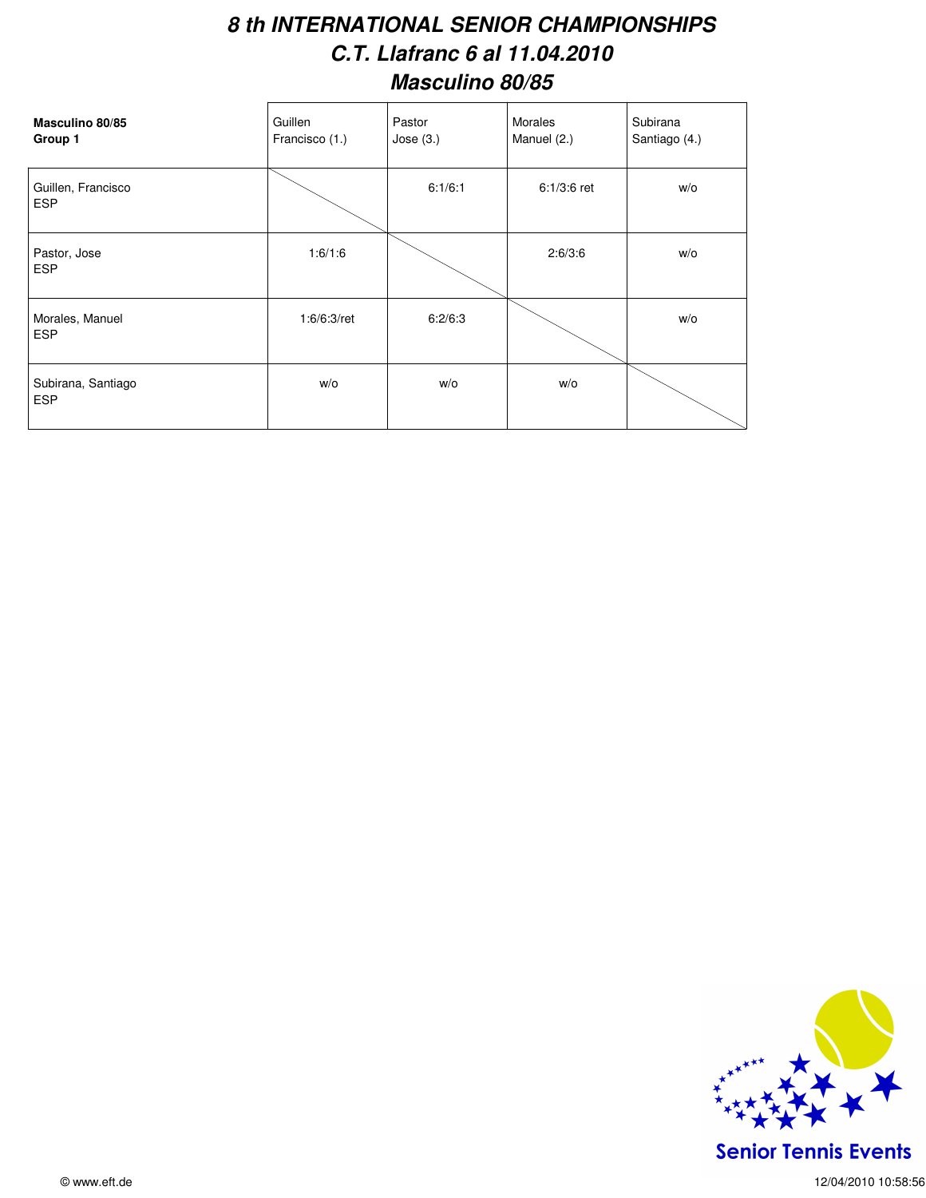# 8 th INTERNATIONAL SENIOR CHAMPIONSHIPS

## C.T. Llafranc 6 al 11.04.2010

## Masculino 80/85

| **Masculino 80/85 Group 1** | Guillen Francisco (1.) | Pastor Jose (3.) | Morales Manuel (2.) | Subirana Santiago (4.) |
|---|---|---|---|---|
| Guillen, Francisco ESP | | 6:1/6:1 | 6:1/3:6 ret | w/o |
| Pastor, Jose ESP | 1:6/1:6 | | 2:6/3:6 | w/o |
| Morales, Manuel ESP | 1:6/6:3/ret | 6:2/6:3 | | w/o |
| Subirana, Santiago ESP | w/o | w/o | w/o | |

Senior Tennis Events

© www.eft.de

12/04/2010 10:58:56